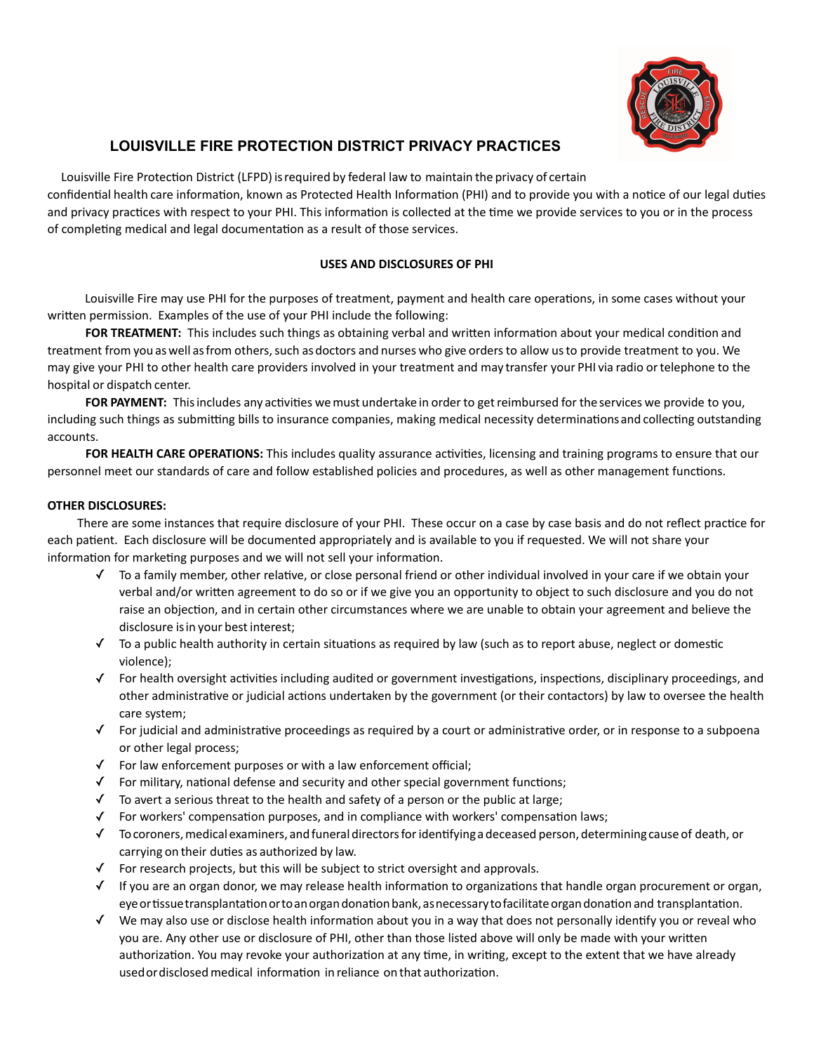# LOUISVILLE FIRE PROTECTION DISTRICT PRIVACY PRACTICES

Louisville Fire Protection District (LFPD) is required by federal law to maintain the privacy of certain confidential health care information, known as Protected Health Information (PHI) and to provide you with a notice of our legal duties and privacy practices with respect to your PHI. This information is collected at the time we provide services to you or in the process of completing medical and legal documentation as a result of those services.

## USES AND DISCLOSURES OF PHI

Louisville Fire may use PHI for the purposes of treatment, payment and health care operations, in some cases without your written permission. Examples of the use of your PHI include the following:

**FOR TREATMENT:** This includes such things as obtaining verbal and written information about your medical condition and treatment from you as well as from others, such as doctors and nurses who give orders to allow us to provide treatment to you. We may give your PHI to other health care providers involved in your treatment and may transfer your PHI via radio or telephone to the hospital or dispatch center.

**FOR PAYMENT:** This includes any activities we must undertake in order to get reimbursed for the services we provide to you, including such things as submitting bills to insurance companies, making medical necessity determinations and collecting outstanding accounts.

**FOR HEALTH CARE OPERATIONS:** This includes quality assurance activities, licensing and training programs to ensure that our personnel meet our standards of care and follow established policies and procedures, as well as other management functions.

**OTHER DISCLOSURES:**

There are some instances that require disclosure of your PHI. These occur on a case by case basis and do not reflect practice for each patient. Each disclosure will be documented appropriately and is available to you if requested. We will not share your information for marketing purposes and we will not sell your information.

- ✓ To a family member, other relative, or close personal friend or other individual involved in your care if we obtain your verbal and/or written agreement to do so or if we give you an opportunity to object to such disclosure and you do not raise an objection, and in certain other circumstances where we are unable to obtain your agreement and believe the disclosure is in your best interest;
- ✓ To a public health authority in certain situations as required by law (such as to report abuse, neglect or domestic violence);
- ✓ For health oversight activities including audited or government investigations, inspections, disciplinary proceedings, and other administrative or judicial actions undertaken by the government (or their contactors) by law to oversee the health care system;
- ✓ For judicial and administrative proceedings as required by a court or administrative order, or in response to a subpoena or other legal process;
- ✓ For law enforcement purposes or with a law enforcement official;
- ✓ For military, national defense and security and other special government functions;
- ✓ To avert a serious threat to the health and safety of a person or the public at large;
- ✓ For workers' compensation purposes, and in compliance with workers' compensation laws;
- ✓ To coroners, medical examiners, and funeral directors for identifying a deceased person, determining cause of death, or carrying on their duties as authorized by law.
- ✓ For research projects, but this will be subject to strict oversight and approvals.
- ✓ If you are an organ donor, we may release health information to organizations that handle organ procurement or organ, eye or tissue transplantation or to an organ donation bank, as necessary to facilitate organ donation and transplantation.
- ✓ We may also use or disclose health information about you in a way that does not personally identify you or reveal who you are. Any other use or disclosure of PHI, other than those listed above will only be made with your written authorization. You may revoke your authorization at any time, in writing, except to the extent that we have already used or disclosed medical information in reliance on that authorization.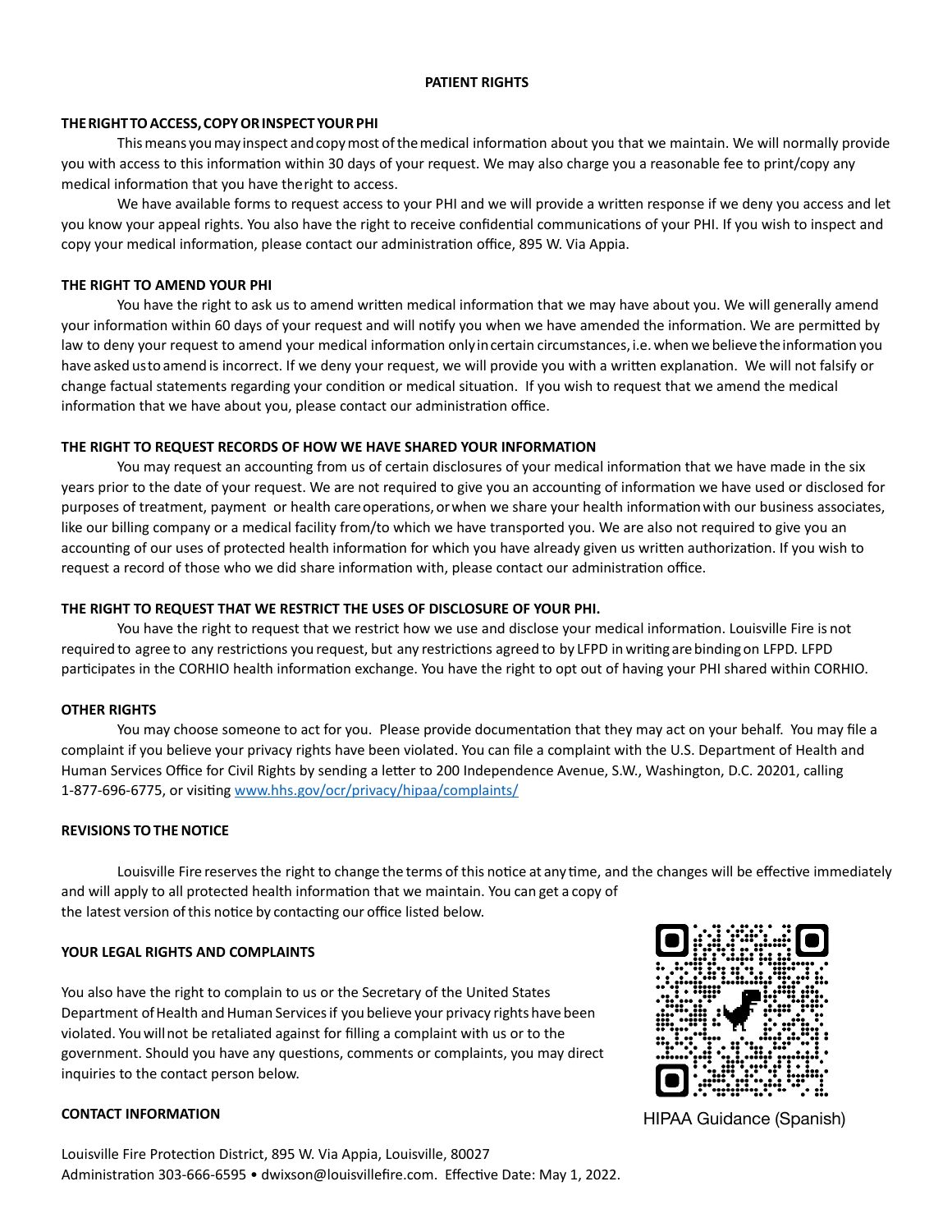## PATIENT RIGHTS

### THE RIGHT TO ACCESS, COPY OR INSPECT YOUR PHI

This means you may inspect and copy most of the medical information about you that we maintain. We will normally provide you with access to this information within 30 days of your request. We may also charge you a reasonable fee to print/copy any medical information that you have the right to access.

We have available forms to request access to your PHI and we will provide a written response if we deny you access and let you know your appeal rights. You also have the right to receive confidential communications of your PHI. If you wish to inspect and copy your medical information, please contact our administration office, 895 W. Via Appia.

### THE RIGHT TO AMEND YOUR PHI

You have the right to ask us to amend written medical information that we may have about you. We will generally amend your information within 60 days of your request and will notify you when we have amended the information. We are permitted by law to deny your request to amend your medical information only in certain circumstances, i.e. when we believe the information you have asked us to amend is incorrect. If we deny your request, we will provide you with a written explanation. We will not falsify or change factual statements regarding your condition or medical situation. If you wish to request that we amend the medical information that we have about you, please contact our administration office.

### THE RIGHT TO REQUEST RECORDS OF HOW WE HAVE SHARED YOUR INFORMATION

You may request an accounting from us of certain disclosures of your medical information that we have made in the six years prior to the date of your request. We are not required to give you an accounting of information we have used or disclosed for purposes of treatment, payment or health care operations, or when we share your health information with our business associates, like our billing company or a medical facility from/to which we have transported you. We are also not required to give you an accounting of our uses of protected health information for which you have already given us written authorization. If you wish to request a record of those who we did share information with, please contact our administration office.

### THE RIGHT TO REQUEST THAT WE RESTRICT THE USES OF DISCLOSURE OF YOUR PHI.

You have the right to request that we restrict how we use and disclose your medical information. Louisville Fire is not required to agree to any restrictions you request, but any restrictions agreed to by LFPD in writing are binding on LFPD. LFPD participates in the CORHIO health information exchange. You have the right to opt out of having your PHI shared within CORHIO.

### OTHER RIGHTS

You may choose someone to act for you. Please provide documentation that they may act on your behalf. You may file a complaint if you believe your privacy rights have been violated. You can file a complaint with the U.S. Department of Health and Human Services Office for Civil Rights by sending a letter to 200 Independence Avenue, S.W., Washington, D.C. 20201, calling 1-877-696-6775, or visiting [www.hhs.gov/ocr/privacy/hipaa/complaints/](http://www.hhs.gov/ocr/privacy/hipaa/complaints/)

### REVISIONS TO THE NOTICE

Louisville Fire reserves the right to change the terms of this notice at any time, and the changes will be effective immediately and will apply to all protected health information that we maintain. You can get a copy of the latest version of this notice by contacting our office listed below.

### YOUR LEGAL RIGHTS AND COMPLAINTS

You also have the right to complain to us or the Secretary of the United States Department of Health and Human Services if you believe your privacy rights have been violated. You will not be retaliated against for filling a complaint with us or to the government. Should you have any questions, comments or complaints, you may direct inquiries to the contact person below.

HIPAA Guidance (Spanish)

### CONTACT INFORMATION

Louisville Fire Protection District, 895 W. Via Appia, Louisville, 80027
Administration 303-666-6595 • dwixson@louisvillefire.com. Effective Date: May 1, 2022.